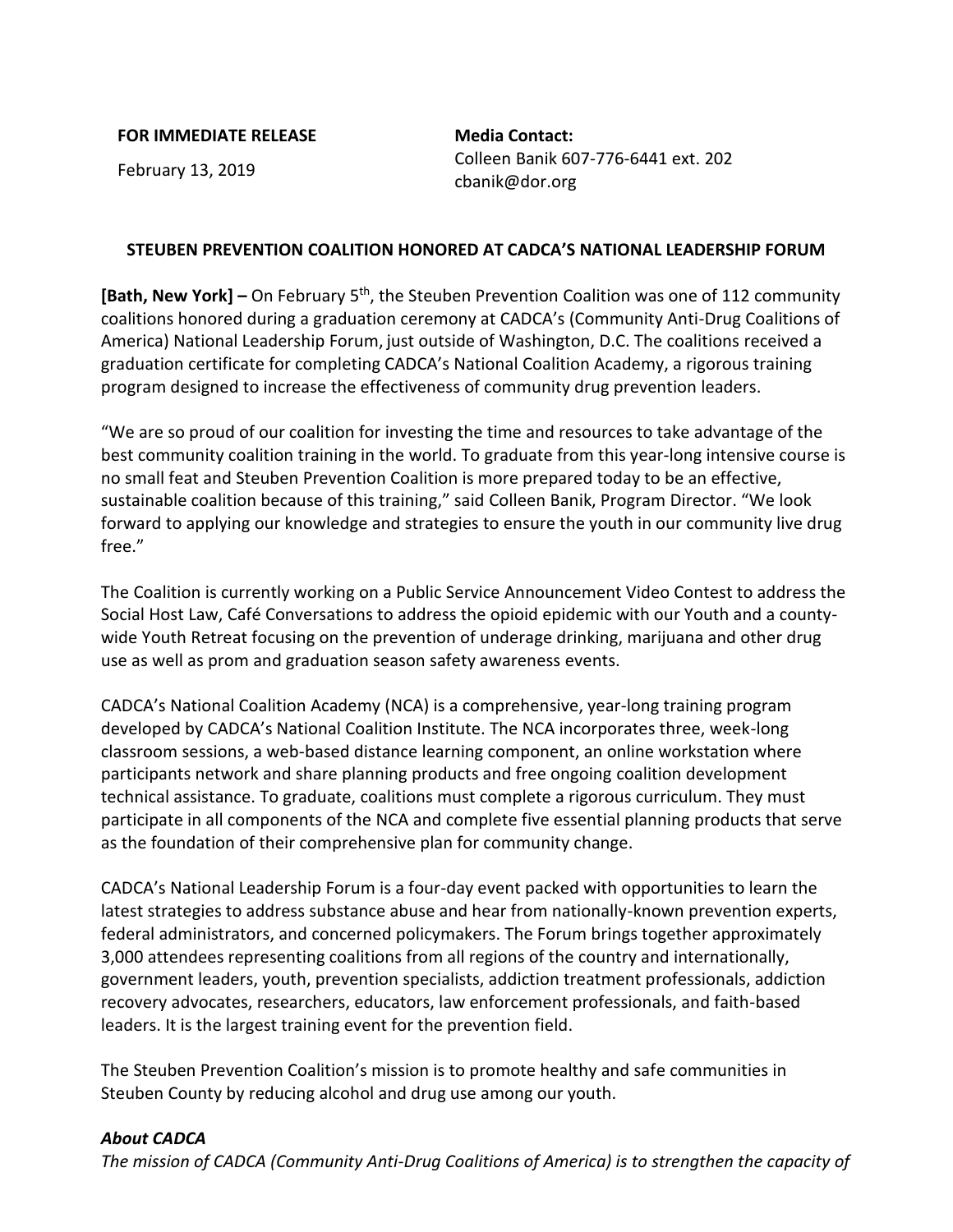**FOR IMMEDIATE RELEASE**

February 13, 2019

**Media Contact:**
Colleen Banik 607-776-6441 ext. 202
cbanik@dor.org

**STEUBEN PREVENTION COALITION HONORED AT CADCA'S NATIONAL LEADERSHIP FORUM**

**[Bath, New York] –** On February 5th, the Steuben Prevention Coalition was one of 112 community coalitions honored during a graduation ceremony at CADCA's (Community Anti-Drug Coalitions of America) National Leadership Forum, just outside of Washington, D.C. The coalitions received a graduation certificate for completing CADCA's National Coalition Academy, a rigorous training program designed to increase the effectiveness of community drug prevention leaders.

"We are so proud of our coalition for investing the time and resources to take advantage of the best community coalition training in the world. To graduate from this year-long intensive course is no small feat and Steuben Prevention Coalition is more prepared today to be an effective, sustainable coalition because of this training," said Colleen Banik, Program Director. "We look forward to applying our knowledge and strategies to ensure the youth in our community live drug free."

The Coalition is currently working on a Public Service Announcement Video Contest to address the Social Host Law, Café Conversations to address the opioid epidemic with our Youth and a county-wide Youth Retreat focusing on the prevention of underage drinking, marijuana and other drug use as well as prom and graduation season safety awareness events.

CADCA's National Coalition Academy (NCA) is a comprehensive, year-long training program developed by CADCA's National Coalition Institute. The NCA incorporates three, week-long classroom sessions, a web-based distance learning component, an online workstation where participants network and share planning products and free ongoing coalition development technical assistance. To graduate, coalitions must complete a rigorous curriculum. They must participate in all components of the NCA and complete five essential planning products that serve as the foundation of their comprehensive plan for community change.

CADCA's National Leadership Forum is a four-day event packed with opportunities to learn the latest strategies to address substance abuse and hear from nationally-known prevention experts, federal administrators, and concerned policymakers. The Forum brings together approximately 3,000 attendees representing coalitions from all regions of the country and internationally, government leaders, youth, prevention specialists, addiction treatment professionals, addiction recovery advocates, researchers, educators, law enforcement professionals, and faith-based leaders. It is the largest training event for the prevention field.

The Steuben Prevention Coalition's mission is to promote healthy and safe communities in Steuben County by reducing alcohol and drug use among our youth.

### ***About CADCA***

*The mission of CADCA (Community Anti-Drug Coalitions of America) is to strengthen the capacity of*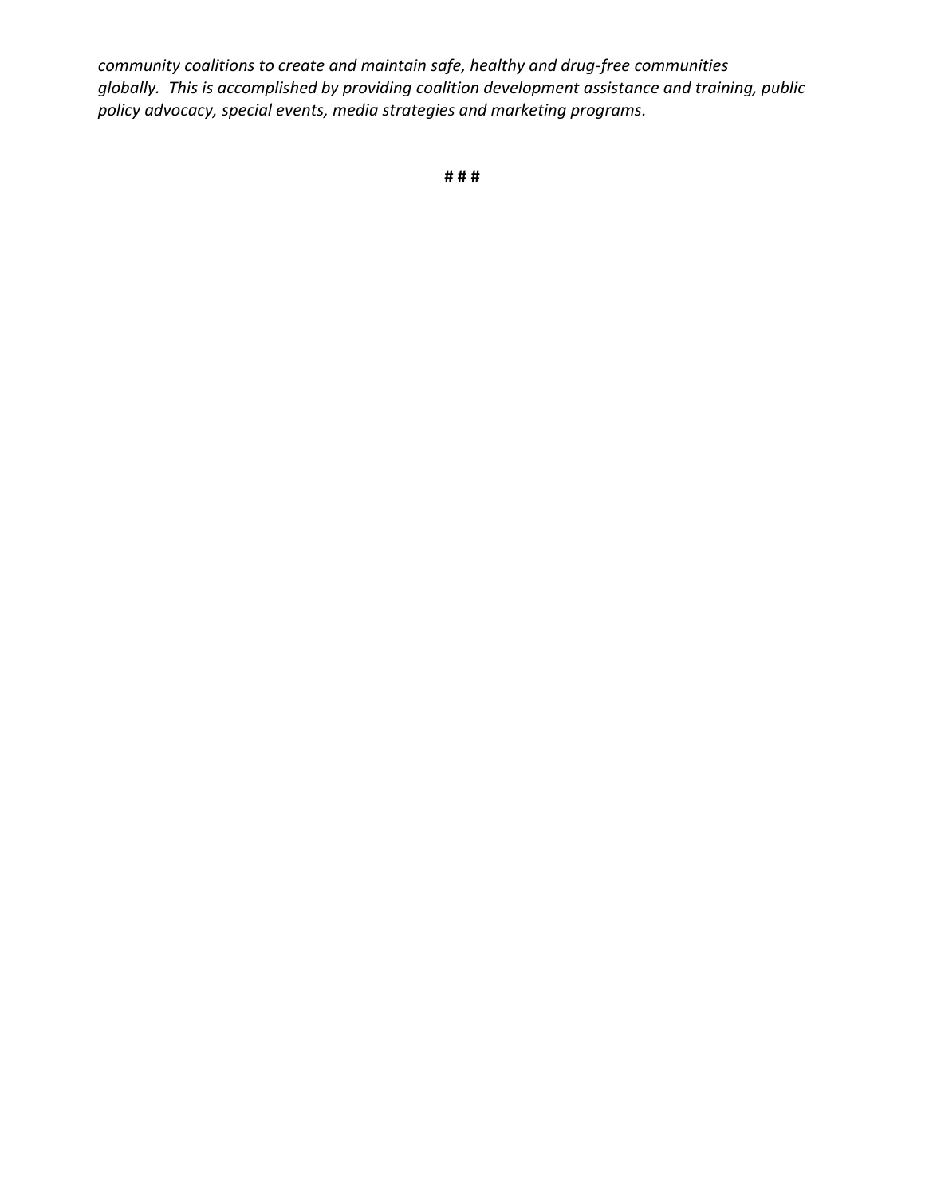*community coalitions to create and maintain safe, healthy and drug-free communities globally. This is accomplished by providing coalition development assistance and training, public policy advocacy, special events, media strategies and marketing programs.*

**# # #**